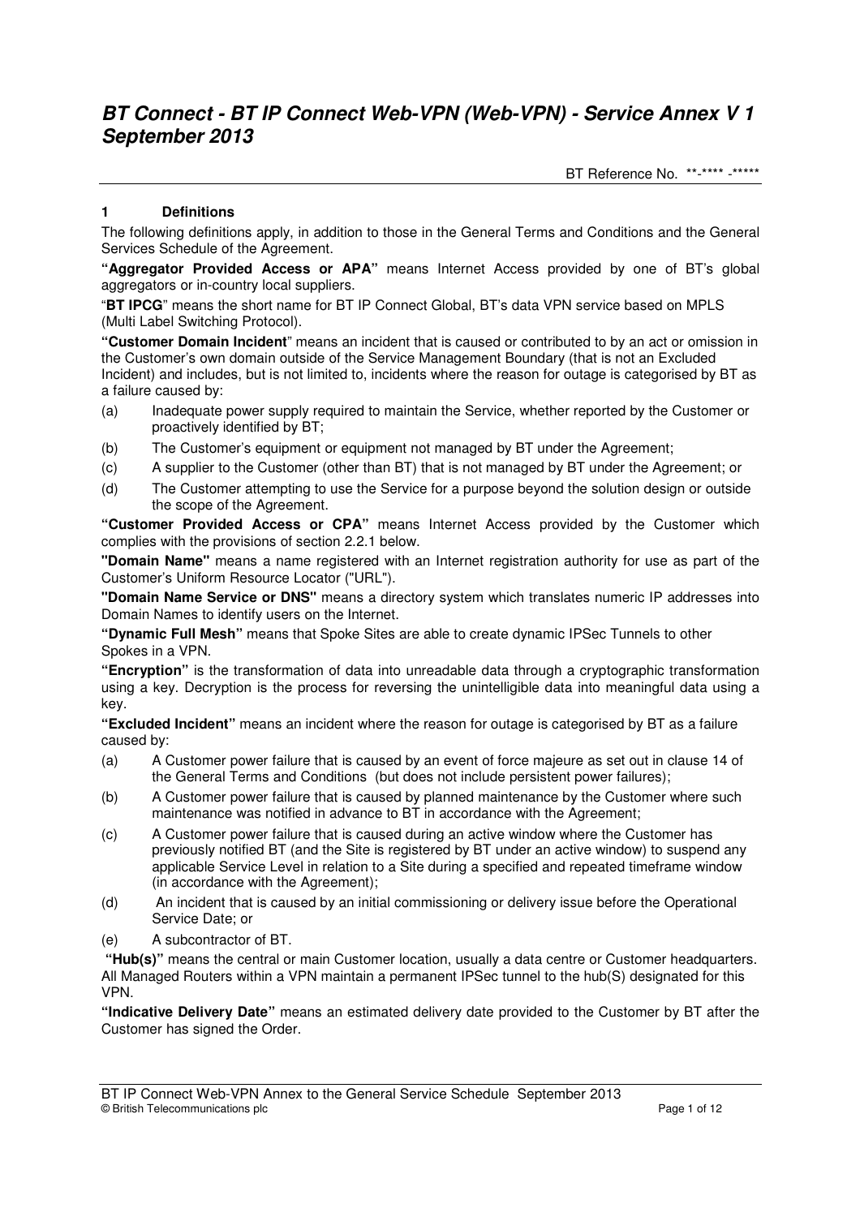# *BT Connect - BT IP Connect Web-VPN (Web-VPN) - Service Annex V 1 September 2013*

BT Reference No. **-**** -*****

## 1 Definitions

The following definitions apply, in addition to those in the General Terms and Conditions and the General Services Schedule of the Agreement.

**"Aggregator Provided Access or APA"** means Internet Access provided by one of BT's global aggregators or in-country local suppliers.

"**BT IPCG**" means the short name for BT IP Connect Global, BT's data VPN service based on MPLS (Multi Label Switching Protocol).

**"Customer Domain Incident"** means an incident that is caused or contributed to by an act or omission in the Customer's own domain outside of the Service Management Boundary (that is not an Excluded Incident) and includes, but is not limited to, incidents where the reason for outage is categorised by BT as a failure caused by:

(a) Inadequate power supply required to maintain the Service, whether reported by the Customer or proactively identified by BT;

(b) The Customer's equipment or equipment not managed by BT under the Agreement;

(c) A supplier to the Customer (other than BT) that is not managed by BT under the Agreement; or

(d) The Customer attempting to use the Service for a purpose beyond the solution design or outside the scope of the Agreement.

**"Customer Provided Access or CPA"** means Internet Access provided by the Customer which complies with the provisions of section 2.2.1 below.

**"Domain Name"** means a name registered with an Internet registration authority for use as part of the Customer's Uniform Resource Locator ("URL").

**"Domain Name Service or DNS"** means a directory system which translates numeric IP addresses into Domain Names to identify users on the Internet.

**"Dynamic Full Mesh"** means that Spoke Sites are able to create dynamic IPSec Tunnels to other Spokes in a VPN.

**"Encryption"** is the transformation of data into unreadable data through a cryptographic transformation using a key. Decryption is the process for reversing the unintelligible data into meaningful data using a key.

**"Excluded Incident"** means an incident where the reason for outage is categorised by BT as a failure caused by:

(a) A Customer power failure that is caused by an event of force majeure as set out in clause 14 of the General Terms and Conditions (but does not include persistent power failures);

(b) A Customer power failure that is caused by planned maintenance by the Customer where such maintenance was notified in advance to BT in accordance with the Agreement;

(c) A Customer power failure that is caused during an active window where the Customer has previously notified BT (and the Site is registered by BT under an active window) to suspend any applicable Service Level in relation to a Site during a specified and repeated timeframe window (in accordance with the Agreement);

(d) An incident that is caused by an initial commissioning or delivery issue before the Operational Service Date; or

(e) A subcontractor of BT.

**"Hub(s)"** means the central or main Customer location, usually a data centre or Customer headquarters. All Managed Routers within a VPN maintain a permanent IPSec tunnel to the hub(S) designated for this VPN.

**"Indicative Delivery Date"** means an estimated delivery date provided to the Customer by BT after the Customer has signed the Order.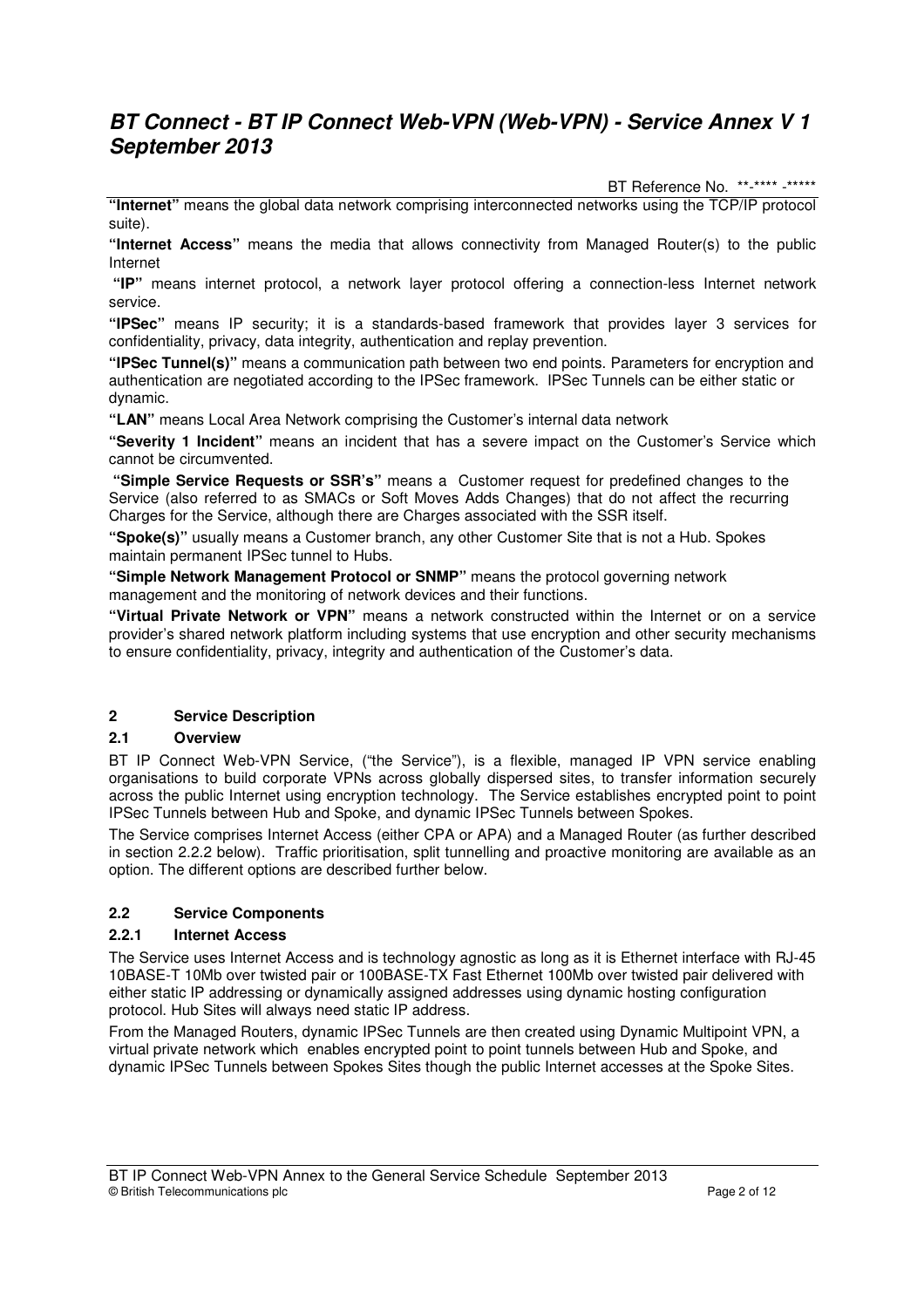**"Internet"** means the global data network comprising interconnected networks using the TCP/IP protocol suite).

**"Internet Access"** means the media that allows connectivity from Managed Router(s) to the public Internet

**"IP"** means internet protocol, a network layer protocol offering a connection-less Internet network service.

**"IPSec"** means IP security; it is a standards-based framework that provides layer 3 services for confidentiality, privacy, data integrity, authentication and replay prevention.

**"IPSec Tunnel(s)"** means a communication path between two end points. Parameters for encryption and authentication are negotiated according to the IPSec framework. IPSec Tunnels can be either static or dynamic.

**"LAN"** means Local Area Network comprising the Customer's internal data network

**"Severity 1 Incident"** means an incident that has a severe impact on the Customer's Service which cannot be circumvented.

**"Simple Service Requests or SSR's"** means a Customer request for predefined changes to the Service (also referred to as SMACs or Soft Moves Adds Changes) that do not affect the recurring Charges for the Service, although there are Charges associated with the SSR itself.

**"Spoke(s)"** usually means a Customer branch, any other Customer Site that is not a Hub. Spokes maintain permanent IPSec tunnel to Hubs.

**"Simple Network Management Protocol or SNMP"** means the protocol governing network management and the monitoring of network devices and their functions.

**"Virtual Private Network or VPN"** means a network constructed within the Internet or on a service provider's shared network platform including systems that use encryption and other security mechanisms to ensure confidentiality, privacy, integrity and authentication of the Customer's data.

## 2 Service Description

### 2.1 Overview

BT IP Connect Web-VPN Service, ("the Service"), is a flexible, managed IP VPN service enabling organisations to build corporate VPNs across globally dispersed sites, to transfer information securely across the public Internet using encryption technology. The Service establishes encrypted point to point IPSec Tunnels between Hub and Spoke, and dynamic IPSec Tunnels between Spokes.

The Service comprises Internet Access (either CPA or APA) and a Managed Router (as further described in section 2.2.2 below). Traffic prioritisation, split tunnelling and proactive monitoring are available as an option. The different options are described further below.

### 2.2 Service Components

#### 2.2.1 Internet Access

The Service uses Internet Access and is technology agnostic as long as it is Ethernet interface with RJ-45 10BASE-T 10Mb over twisted pair or 100BASE-TX Fast Ethernet 100Mb over twisted pair delivered with either static IP addressing or dynamically assigned addresses using dynamic hosting configuration protocol. Hub Sites will always need static IP address.

From the Managed Routers, dynamic IPSec Tunnels are then created using Dynamic Multipoint VPN, a virtual private network which enables encrypted point to point tunnels between Hub and Spoke, and dynamic IPSec Tunnels between Spokes Sites though the public Internet accesses at the Spoke Sites.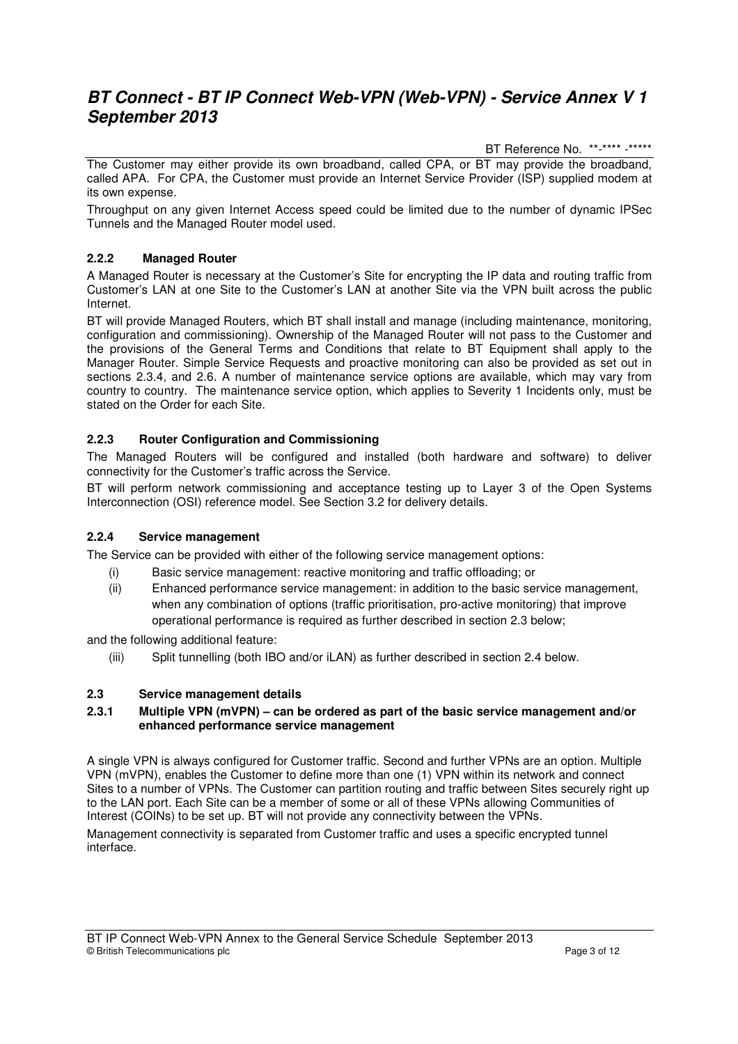The Customer may either provide its own broadband, called CPA, or BT may provide the broadband, called APA. For CPA, the Customer must provide an Internet Service Provider (ISP) supplied modem at its own expense.

Throughput on any given Internet Access speed could be limited due to the number of dynamic IPSec Tunnels and the Managed Router model used.

### 2.2.2 Managed Router

A Managed Router is necessary at the Customer's Site for encrypting the IP data and routing traffic from Customer's LAN at one Site to the Customer's LAN at another Site via the VPN built across the public Internet.

BT will provide Managed Routers, which BT shall install and manage (including maintenance, monitoring, configuration and commissioning). Ownership of the Managed Router will not pass to the Customer and the provisions of the General Terms and Conditions that relate to BT Equipment shall apply to the Manager Router. Simple Service Requests and proactive monitoring can also be provided as set out in sections 2.3.4, and 2.6. A number of maintenance service options are available, which may vary from country to country. The maintenance service option, which applies to Severity 1 Incidents only, must be stated on the Order for each Site.

### 2.2.3 Router Configuration and Commissioning

The Managed Routers will be configured and installed (both hardware and software) to deliver connectivity for the Customer's traffic across the Service.

BT will perform network commissioning and acceptance testing up to Layer 3 of the Open Systems Interconnection (OSI) reference model. See Section 3.2 for delivery details.

### 2.2.4 Service management

The Service can be provided with either of the following service management options:

(i) Basic service management: reactive monitoring and traffic offloading; or

(ii) Enhanced performance service management: in addition to the basic service management, when any combination of options (traffic prioritisation, pro-active monitoring) that improve operational performance is required as further described in section 2.3 below;

and the following additional feature:

(iii) Split tunnelling (both IBO and/or iLAN) as further described in section 2.4 below.

## 2.3 Service management details

### 2.3.1 Multiple VPN (mVPN) – can be ordered as part of the basic service management and/or enhanced performance service management

A single VPN is always configured for Customer traffic. Second and further VPNs are an option. Multiple VPN (mVPN), enables the Customer to define more than one (1) VPN within its network and connect Sites to a number of VPNs. The Customer can partition routing and traffic between Sites securely right up to the LAN port. Each Site can be a member of some or all of these VPNs allowing Communities of Interest (COINs) to be set up. BT will not provide any connectivity between the VPNs.

Management connectivity is separated from Customer traffic and uses a specific encrypted tunnel interface.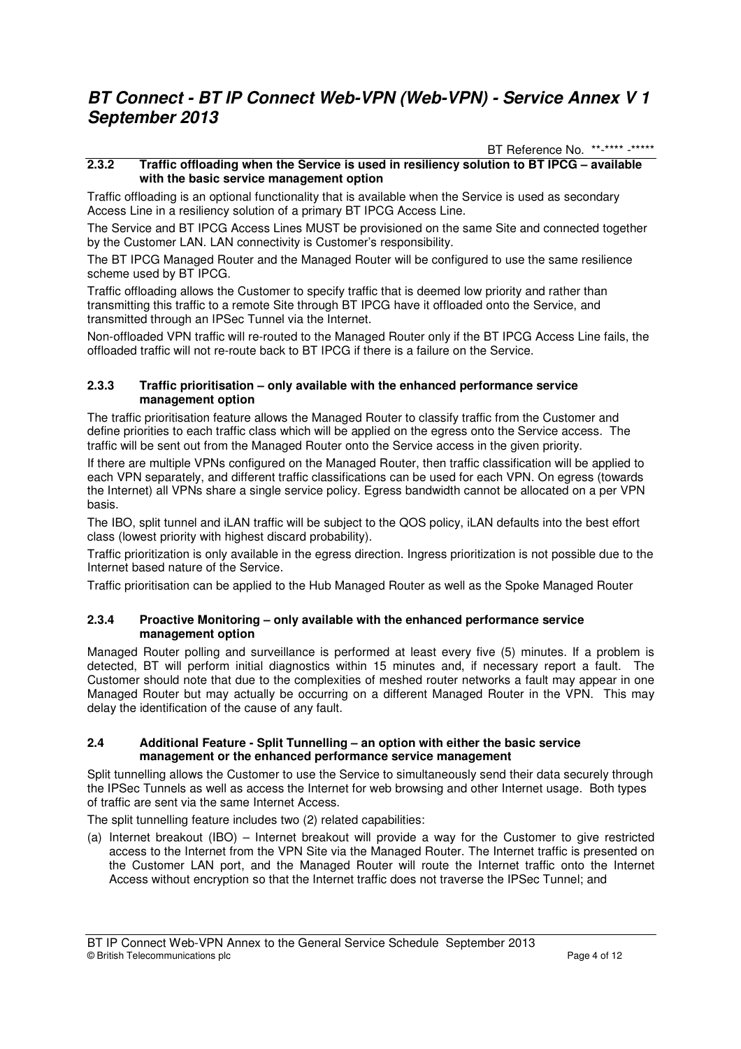### 2.3.2 Traffic offloading when the Service is used in resiliency solution to BT IPCG – available with the basic service management option

Traffic offloading is an optional functionality that is available when the Service is used as secondary Access Line in a resiliency solution of a primary BT IPCG Access Line.

The Service and BT IPCG Access Lines MUST be provisioned on the same Site and connected together by the Customer LAN. LAN connectivity is Customer's responsibility.

The BT IPCG Managed Router and the Managed Router will be configured to use the same resilience scheme used by BT IPCG.

Traffic offloading allows the Customer to specify traffic that is deemed low priority and rather than transmitting this traffic to a remote Site through BT IPCG have it offloaded onto the Service, and transmitted through an IPSec Tunnel via the Internet.

Non-offloaded VPN traffic will re-routed to the Managed Router only if the BT IPCG Access Line fails, the offloaded traffic will not re-route back to BT IPCG if there is a failure on the Service.

### 2.3.3 Traffic prioritisation – only available with the enhanced performance service management option

The traffic prioritisation feature allows the Managed Router to classify traffic from the Customer and define priorities to each traffic class which will be applied on the egress onto the Service access. The traffic will be sent out from the Managed Router onto the Service access in the given priority.

If there are multiple VPNs configured on the Managed Router, then traffic classification will be applied to each VPN separately, and different traffic classifications can be used for each VPN. On egress (towards the Internet) all VPNs share a single service policy. Egress bandwidth cannot be allocated on a per VPN basis.

The IBO, split tunnel and iLAN traffic will be subject to the QOS policy, iLAN defaults into the best effort class (lowest priority with highest discard probability).

Traffic prioritization is only available in the egress direction. Ingress prioritization is not possible due to the Internet based nature of the Service.

Traffic prioritisation can be applied to the Hub Managed Router as well as the Spoke Managed Router

### 2.3.4 Proactive Monitoring – only available with the enhanced performance service management option

Managed Router polling and surveillance is performed at least every five (5) minutes. If a problem is detected, BT will perform initial diagnostics within 15 minutes and, if necessary report a fault. The Customer should note that due to the complexities of meshed router networks a fault may appear in one Managed Router but may actually be occurring on a different Managed Router in the VPN. This may delay the identification of the cause of any fault.

## 2.4 Additional Feature - Split Tunnelling – an option with either the basic service management or the enhanced performance service management

Split tunnelling allows the Customer to use the Service to simultaneously send their data securely through the IPSec Tunnels as well as access the Internet for web browsing and other Internet usage. Both types of traffic are sent via the same Internet Access.

The split tunnelling feature includes two (2) related capabilities:

(a) Internet breakout (IBO) – Internet breakout will provide a way for the Customer to give restricted access to the Internet from the VPN Site via the Managed Router. The Internet traffic is presented on the Customer LAN port, and the Managed Router will route the Internet traffic onto the Internet Access without encryption so that the Internet traffic does not traverse the IPSec Tunnel; and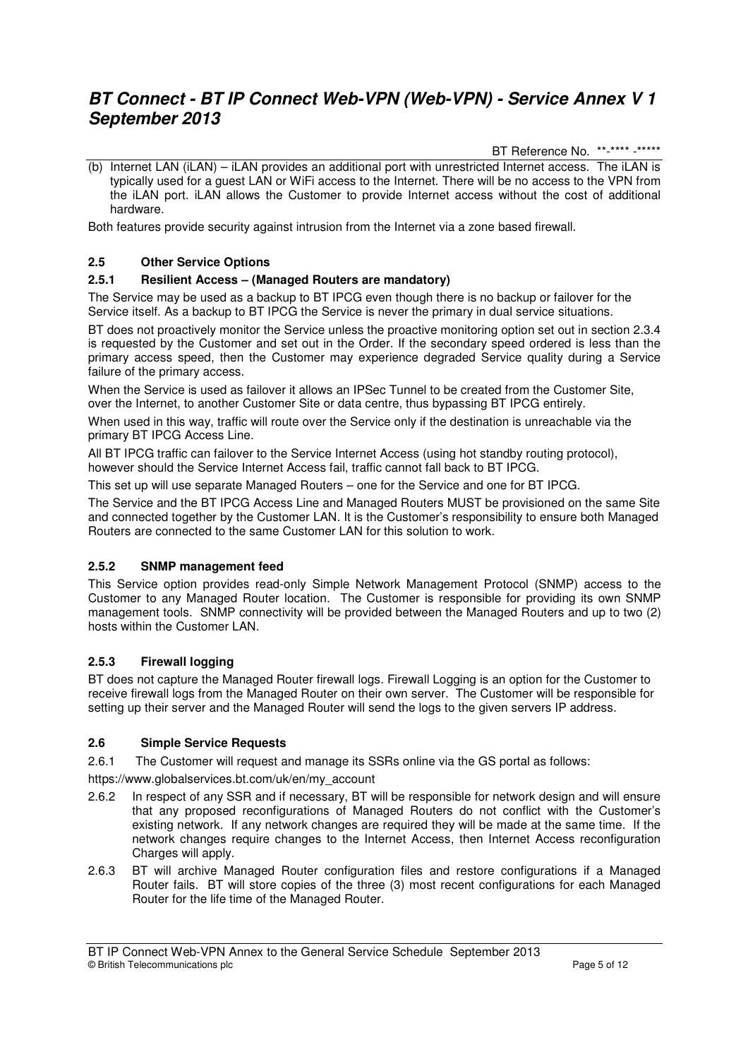(b) Internet LAN (iLAN) – iLAN provides an additional port with unrestricted Internet access. The iLAN is typically used for a guest LAN or WiFi access to the Internet. There will be no access to the VPN from the iLAN port. iLAN allows the Customer to provide Internet access without the cost of additional hardware.

Both features provide security against intrusion from the Internet via a zone based firewall.

### 2.5 Other Service Options

#### 2.5.1 Resilient Access – (Managed Routers are mandatory)

The Service may be used as a backup to BT IPCG even though there is no backup or failover for the Service itself. As a backup to BT IPCG the Service is never the primary in dual service situations.

BT does not proactively monitor the Service unless the proactive monitoring option set out in section 2.3.4 is requested by the Customer and set out in the Order. If the secondary speed ordered is less than the primary access speed, then the Customer may experience degraded Service quality during a Service failure of the primary access.

When the Service is used as failover it allows an IPSec Tunnel to be created from the Customer Site, over the Internet, to another Customer Site or data centre, thus bypassing BT IPCG entirely.

When used in this way, traffic will route over the Service only if the destination is unreachable via the primary BT IPCG Access Line.

All BT IPCG traffic can failover to the Service Internet Access (using hot standby routing protocol), however should the Service Internet Access fail, traffic cannot fall back to BT IPCG.

This set up will use separate Managed Routers – one for the Service and one for BT IPCG.

The Service and the BT IPCG Access Line and Managed Routers MUST be provisioned on the same Site and connected together by the Customer LAN. It is the Customer's responsibility to ensure both Managed Routers are connected to the same Customer LAN for this solution to work.

#### 2.5.2 SNMP management feed

This Service option provides read-only Simple Network Management Protocol (SNMP) access to the Customer to any Managed Router location. The Customer is responsible for providing its own SNMP management tools. SNMP connectivity will be provided between the Managed Routers and up to two (2) hosts within the Customer LAN.

#### 2.5.3 Firewall logging

BT does not capture the Managed Router firewall logs. Firewall Logging is an option for the Customer to receive firewall logs from the Managed Router on their own server. The Customer will be responsible for setting up their server and the Managed Router will send the logs to the given servers IP address.

### 2.6 Simple Service Requests

2.6.1 The Customer will request and manage its SSRs online via the GS portal as follows:

https://www.globalservices.bt.com/uk/en/my_account

2.6.2 In respect of any SSR and if necessary, BT will be responsible for network design and will ensure that any proposed reconfigurations of Managed Routers do not conflict with the Customer's existing network. If any network changes are required they will be made at the same time. If the network changes require changes to the Internet Access, then Internet Access reconfiguration Charges will apply.

2.6.3 BT will archive Managed Router configuration files and restore configurations if a Managed Router fails. BT will store copies of the three (3) most recent configurations for each Managed Router for the life time of the Managed Router.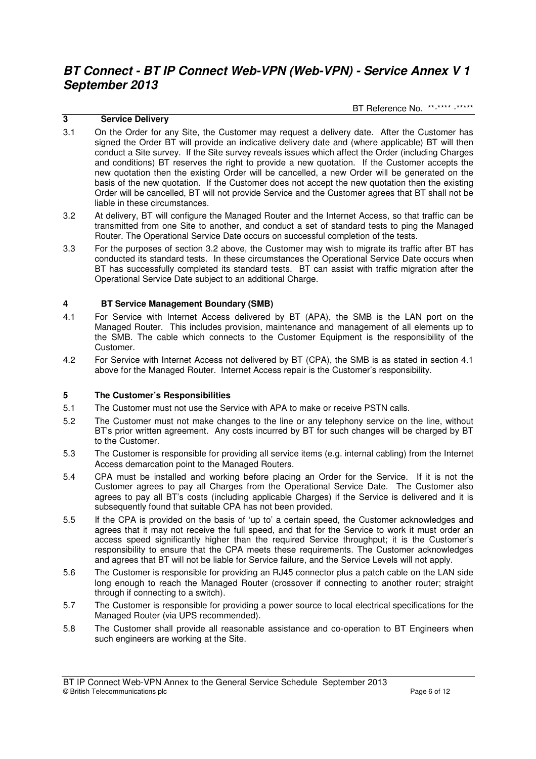## 3 Service Delivery

3.1 On the Order for any Site, the Customer may request a delivery date. After the Customer has signed the Order BT will provide an indicative delivery date and (where applicable) BT will then conduct a Site survey. If the Site survey reveals issues which affect the Order (including Charges and conditions) BT reserves the right to provide a new quotation. If the Customer accepts the new quotation then the existing Order will be cancelled, a new Order will be generated on the basis of the new quotation. If the Customer does not accept the new quotation then the existing Order will be cancelled, BT will not provide Service and the Customer agrees that BT shall not be liable in these circumstances.

3.2 At delivery, BT will configure the Managed Router and the Internet Access, so that traffic can be transmitted from one Site to another, and conduct a set of standard tests to ping the Managed Router. The Operational Service Date occurs on successful completion of the tests.

3.3 For the purposes of section 3.2 above, the Customer may wish to migrate its traffic after BT has conducted its standard tests. In these circumstances the Operational Service Date occurs when BT has successfully completed its standard tests. BT can assist with traffic migration after the Operational Service Date subject to an additional Charge.

## 4 BT Service Management Boundary (SMB)

4.1 For Service with Internet Access delivered by BT (APA), the SMB is the LAN port on the Managed Router. This includes provision, maintenance and management of all elements up to the SMB. The cable which connects to the Customer Equipment is the responsibility of the Customer.

4.2 For Service with Internet Access not delivered by BT (CPA), the SMB is as stated in section 4.1 above for the Managed Router. Internet Access repair is the Customer's responsibility.

## 5 The Customer's Responsibilities

5.1 The Customer must not use the Service with APA to make or receive PSTN calls.

5.2 The Customer must not make changes to the line or any telephony service on the line, without BT's prior written agreement. Any costs incurred by BT for such changes will be charged by BT to the Customer.

5.3 The Customer is responsible for providing all service items (e.g. internal cabling) from the Internet Access demarcation point to the Managed Routers.

5.4 CPA must be installed and working before placing an Order for the Service. If it is not the Customer agrees to pay all Charges from the Operational Service Date. The Customer also agrees to pay all BT's costs (including applicable Charges) if the Service is delivered and it is subsequently found that suitable CPA has not been provided.

5.5 If the CPA is provided on the basis of 'up to' a certain speed, the Customer acknowledges and agrees that it may not receive the full speed, and that for the Service to work it must order an access speed significantly higher than the required Service throughput; it is the Customer's responsibility to ensure that the CPA meets these requirements. The Customer acknowledges and agrees that BT will not be liable for Service failure, and the Service Levels will not apply.

5.6 The Customer is responsible for providing an RJ45 connector plus a patch cable on the LAN side long enough to reach the Managed Router (crossover if connecting to another router; straight through if connecting to a switch).

5.7 The Customer is responsible for providing a power source to local electrical specifications for the Managed Router (via UPS recommended).

5.8 The Customer shall provide all reasonable assistance and co-operation to BT Engineers when such engineers are working at the Site.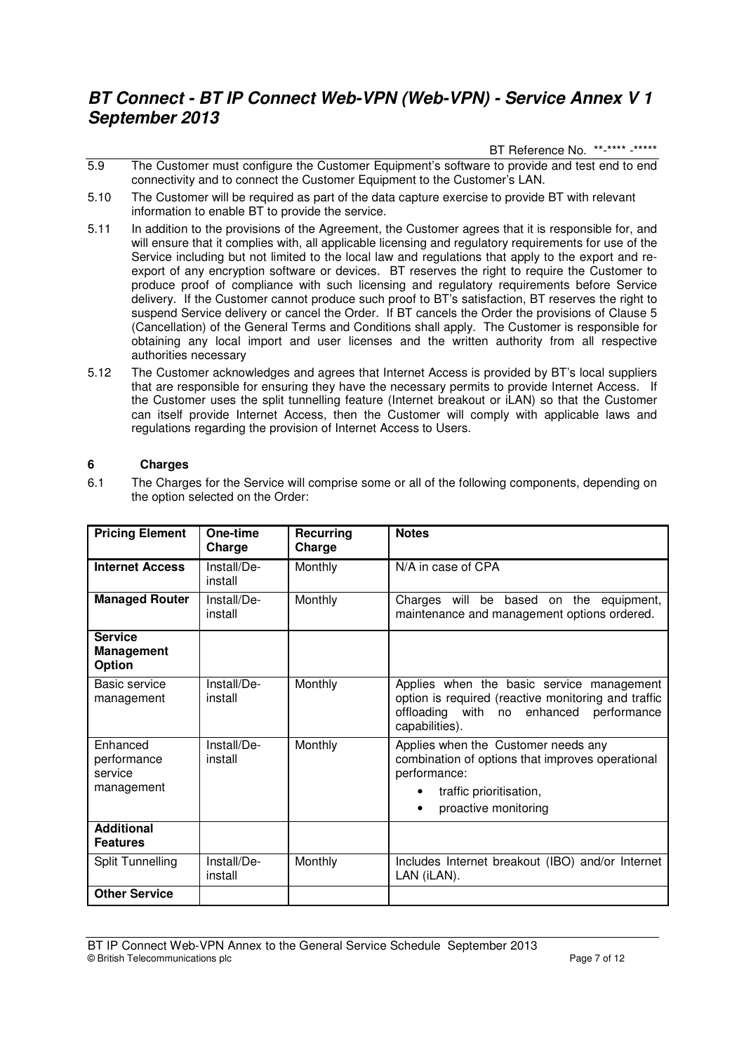5.9 The Customer must configure the Customer Equipment's software to provide and test end to end connectivity and to connect the Customer Equipment to the Customer's LAN.

5.10 The Customer will be required as part of the data capture exercise to provide BT with relevant information to enable BT to provide the service.

5.11 In addition to the provisions of the Agreement, the Customer agrees that it is responsible for, and will ensure that it complies with, all applicable licensing and regulatory requirements for use of the Service including but not limited to the local law and regulations that apply to the export and re-export of any encryption software or devices. BT reserves the right to require the Customer to produce proof of compliance with such licensing and regulatory requirements before Service delivery. If the Customer cannot produce such proof to BT's satisfaction, BT reserves the right to suspend Service delivery or cancel the Order. If BT cancels the Order the provisions of Clause 5 (Cancellation) of the General Terms and Conditions shall apply. The Customer is responsible for obtaining any local import and user licenses and the written authority from all respective authorities necessary

5.12 The Customer acknowledges and agrees that Internet Access is provided by BT's local suppliers that are responsible for ensuring they have the necessary permits to provide Internet Access. If the Customer uses the split tunnelling feature (Internet breakout or iLAN) so that the Customer can itself provide Internet Access, then the Customer will comply with applicable laws and regulations regarding the provision of Internet Access to Users.

## 6 Charges

6.1 The Charges for the Service will comprise some or all of the following components, depending on the option selected on the Order:

| Pricing Element | One-time Charge | Recurring Charge | Notes |
|---|---|---|---|
| **Internet Access** | Install/De-install | Monthly | N/A in case of CPA |
| **Managed Router** | Install/De-install | Monthly | Charges will be based on the equipment, maintenance and management options ordered. |
| **Service Management Option** | | | |
| Basic service management | Install/De-install | Monthly | Applies when the basic service management option is required (reactive monitoring and traffic offloading with no enhanced performance capabilities). |
| Enhanced performance service management | Install/De-install | Monthly | Applies when the Customer needs any combination of options that improves operational performance: <br>• traffic prioritisation, <br>• proactive monitoring |
| **Additional Features** | | | |
| Split Tunnelling | Install/De-install | Monthly | Includes Internet breakout (IBO) and/or Internet LAN (iLAN). |
| **Other Service** | | | |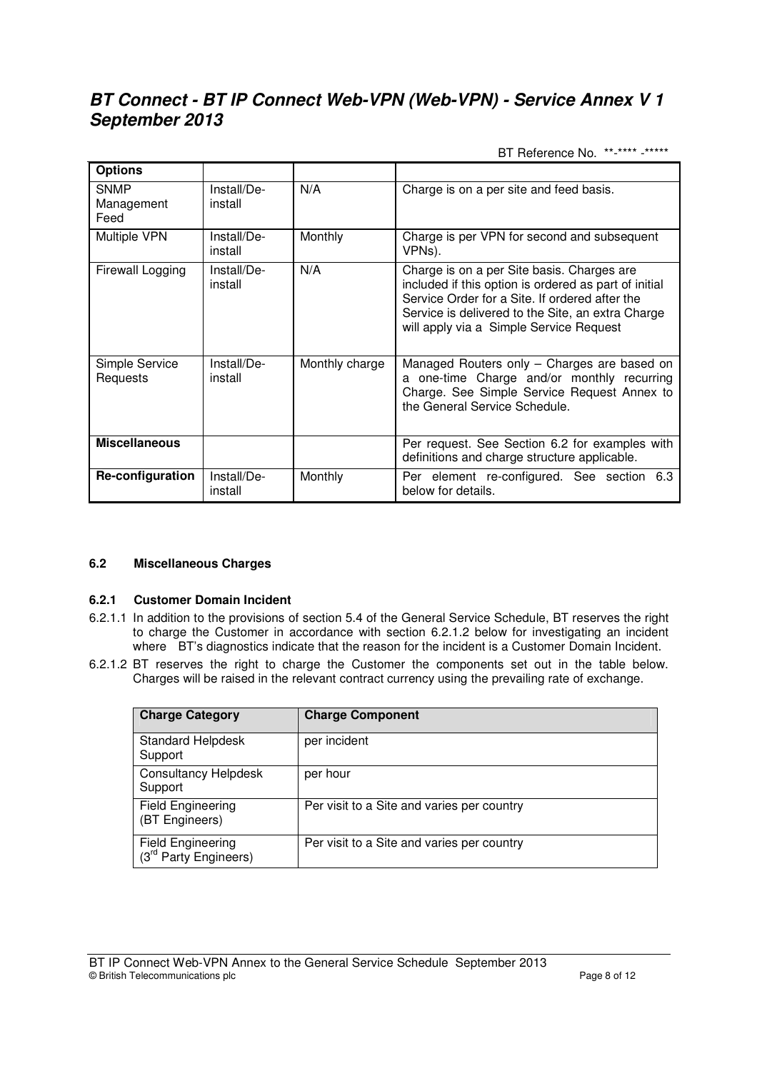BT Reference No. \*\*-\*\*\*\* -\*\*\*\*\*

| **Options** | | | |
|---|---|---|---|
| SNMP Management Feed | Install/De-install | N/A | Charge is on a per site and feed basis. |
| Multiple VPN | Install/De-install | Monthly | Charge is per VPN for second and subsequent VPNs). |
| Firewall Logging | Install/De-install | N/A | Charge is on a per Site basis. Charges are included if this option is ordered as part of initial Service Order for a Site. If ordered after the Service is delivered to the Site, an extra Charge will apply via a Simple Service Request |
| Simple Service Requests | Install/De-install | Monthly charge | Managed Routers only – Charges are based on a one-time Charge and/or monthly recurring Charge. See Simple Service Request Annex to the General Service Schedule. |
| **Miscellaneous** | | | Per request. See Section 6.2 for examples with definitions and charge structure applicable. |
| **Re-configuration** | Install/De-install | Monthly | Per element re-configured. See section 6.3 below for details. |

#### 6.2 Miscellaneous Charges

##### 6.2.1 Customer Domain Incident

6.2.1.1 In addition to the provisions of section 5.4 of the General Service Schedule, BT reserves the right to charge the Customer in accordance with section 6.2.1.2 below for investigating an incident where BT's diagnostics indicate that the reason for the incident is a Customer Domain Incident.

6.2.1.2 BT reserves the right to charge the Customer the components set out in the table below. Charges will be raised in the relevant contract currency using the prevailing rate of exchange.

| Charge Category | Charge Component |
|---|---|
| Standard Helpdesk Support | per incident |
| Consultancy Helpdesk Support | per hour |
| Field Engineering (BT Engineers) | Per visit to a Site and varies per country |
| Field Engineering (3rd Party Engineers) | Per visit to a Site and varies per country |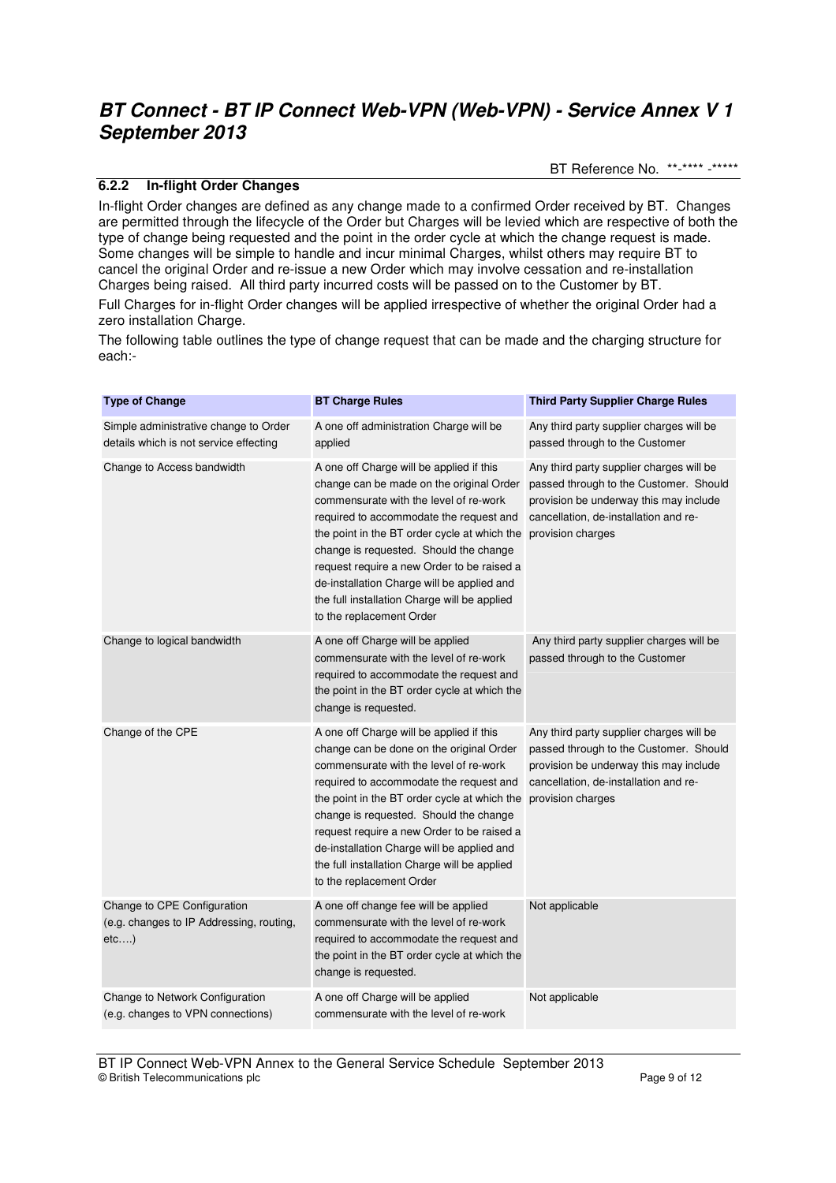### 6.2.2 In-flight Order Changes

In-flight Order changes are defined as any change made to a confirmed Order received by BT. Changes are permitted through the lifecycle of the Order but Charges will be levied which are respective of both the type of change being requested and the point in the order cycle at which the change request is made. Some changes will be simple to handle and incur minimal Charges, whilst others may require BT to cancel the original Order and re-issue a new Order which may involve cessation and re-installation Charges being raised. All third party incurred costs will be passed on to the Customer by BT.

Full Charges for in-flight Order changes will be applied irrespective of whether the original Order had a zero installation Charge.

The following table outlines the type of change request that can be made and the charging structure for each:-

| Type of Change | BT Charge Rules | Third Party Supplier Charge Rules |
|---|---|---|
| Simple administrative change to Order details which is not service effecting | A one off administration Charge will be applied | Any third party supplier charges will be passed through to the Customer |
| Change to Access bandwidth | A one off Charge will be applied if this change can be made on the original Order commensurate with the level of re-work required to accommodate the request and the point in the BT order cycle at which the change is requested. Should the change request require a new Order to be raised a de-installation Charge will be applied and the full installation Charge will be applied to the replacement Order | Any third party supplier charges will be passed through to the Customer. Should provision be underway this may include cancellation, de-installation and re-provision charges |
| Change to logical bandwidth | A one off Charge will be applied commensurate with the level of re-work required to accommodate the request and the point in the BT order cycle at which the change is requested. | Any third party supplier charges will be passed through to the Customer |
| Change of the CPE | A one off Charge will be applied if this change can be done on the original Order commensurate with the level of re-work required to accommodate the request and the point in the BT order cycle at which the change is requested. Should the change request require a new Order to be raised a de-installation Charge will be applied and the full installation Charge will be applied to the replacement Order | Any third party supplier charges will be passed through to the Customer. Should provision be underway this may include cancellation, de-installation and re-provision charges |
| Change to CPE Configuration (e.g. changes to IP Addressing, routing, etc….) | A one off change fee will be applied commensurate with the level of re-work required to accommodate the request and the point in the BT order cycle at which the change is requested. | Not applicable |
| Change to Network Configuration (e.g. changes to VPN connections) | A one off Charge will be applied commensurate with the level of re-work | Not applicable |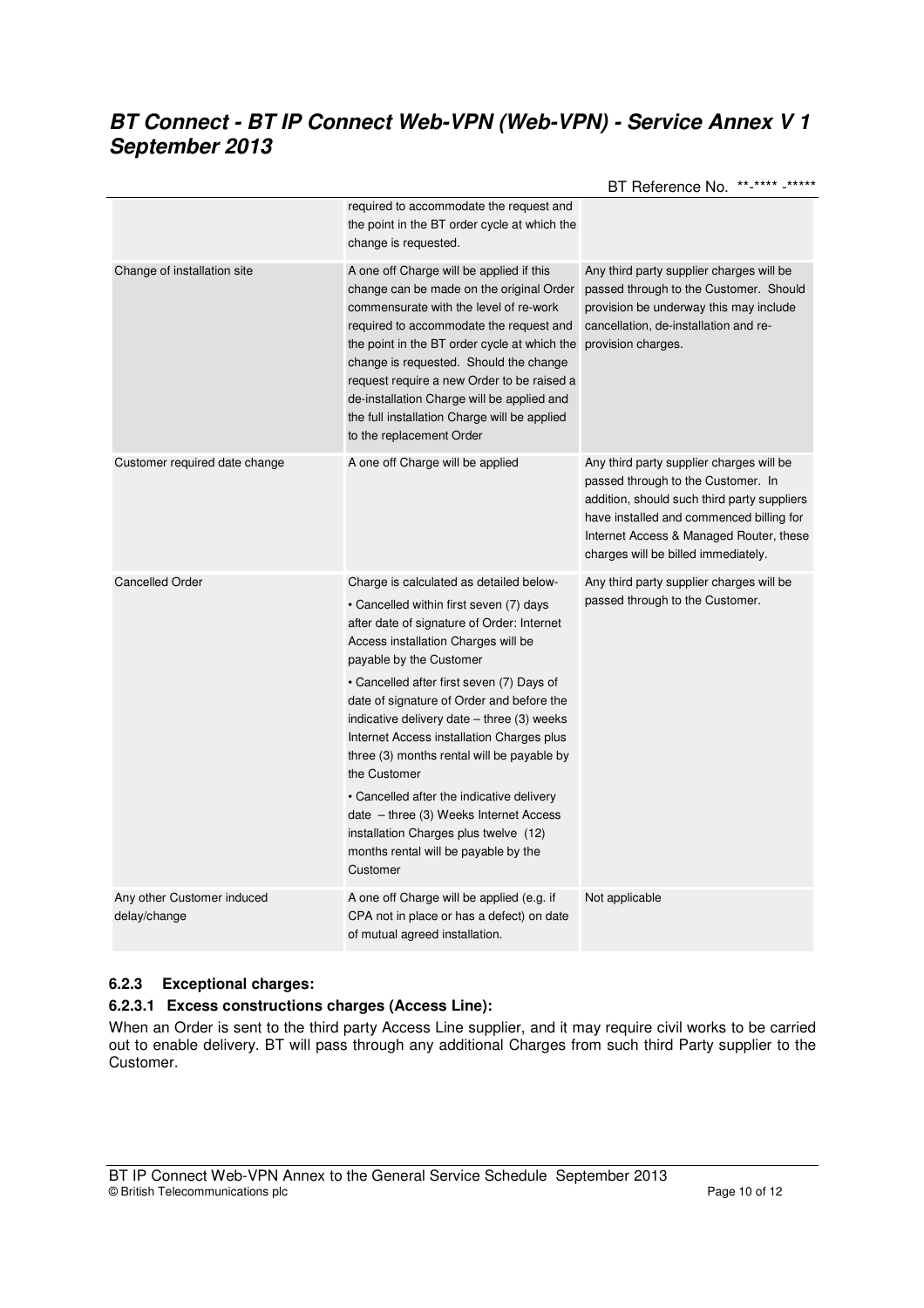| | | |
|---|---|---|
| | required to accommodate the request and the point in the BT order cycle at which the change is requested. | |
| Change of installation site | A one off Charge will be applied if this change can be made on the original Order commensurate with the level of re-work required to accommodate the request and the point in the BT order cycle at which the change is requested. Should the change request require a new Order to be raised a de-installation Charge will be applied and the full installation Charge will be applied to the replacement Order | Any third party supplier charges will be passed through to the Customer. Should provision be underway this may include cancellation, de-installation and re-provision charges. |
| Customer required date change | A one off Charge will be applied | Any third party supplier charges will be passed through to the Customer. In addition, should such third party suppliers have installed and commenced billing for Internet Access & Managed Router, these charges will be billed immediately. |
| Cancelled Order | Charge is calculated as detailed below- • Cancelled within first seven (7) days after date of signature of Order: Internet Access installation Charges will be payable by the Customer • Cancelled after first seven (7) Days of date of signature of Order and before the indicative delivery date – three (3) weeks Internet Access installation Charges plus three (3) months rental will be payable by the Customer • Cancelled after the indicative delivery date – three (3) Weeks Internet Access installation Charges plus twelve (12) months rental will be payable by the Customer | Any third party supplier charges will be passed through to the Customer. |
| Any other Customer induced delay/change | A one off Charge will be applied (e.g. if CPA not in place or has a defect) on date of mutual agreed installation. | Not applicable |

### 6.2.3 Exceptional charges:

#### 6.2.3.1 Excess constructions charges (Access Line):

When an Order is sent to the third party Access Line supplier, and it may require civil works to be carried out to enable delivery. BT will pass through any additional Charges from such third Party supplier to the Customer.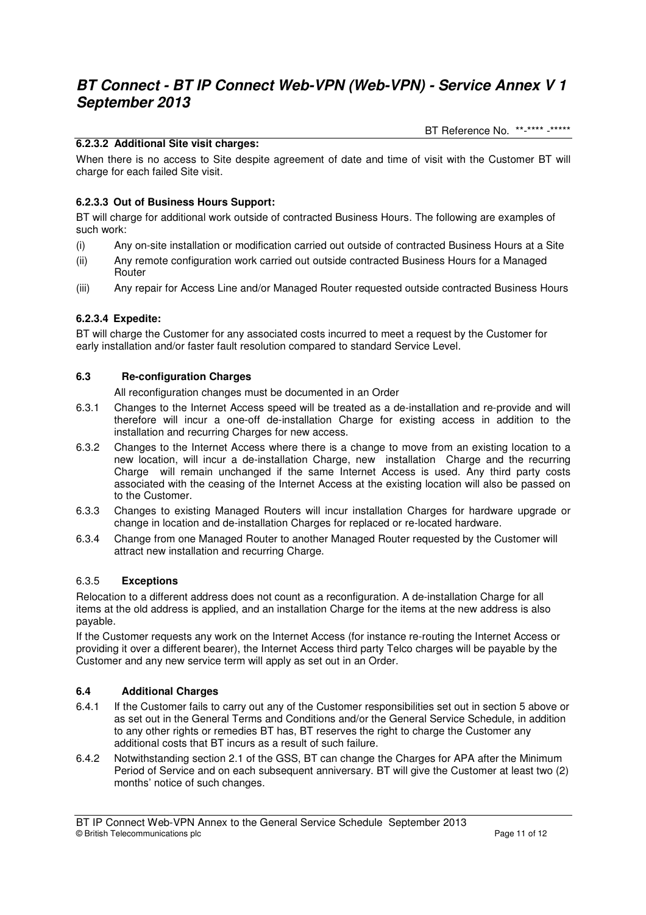#### 6.2.3.2 Additional Site visit charges:

When there is no access to Site despite agreement of date and time of visit with the Customer BT will charge for each failed Site visit.

#### 6.2.3.3 Out of Business Hours Support:

BT will charge for additional work outside of contracted Business Hours. The following are examples of such work:

(i) Any on-site installation or modification carried out outside of contracted Business Hours at a Site

(ii) Any remote configuration work carried out outside contracted Business Hours for a Managed Router

(iii) Any repair for Access Line and/or Managed Router requested outside contracted Business Hours

#### 6.2.3.4 Expedite:

BT will charge the Customer for any associated costs incurred to meet a request by the Customer for early installation and/or faster fault resolution compared to standard Service Level.

### 6.3 Re-configuration Charges

All reconfiguration changes must be documented in an Order

6.3.1 Changes to the Internet Access speed will be treated as a de-installation and re-provide and will therefore will incur a one-off de-installation Charge for existing access in addition to the installation and recurring Charges for new access.

6.3.2 Changes to the Internet Access where there is a change to move from an existing location to a new location, will incur a de-installation Charge, new installation Charge and the recurring Charge will remain unchanged if the same Internet Access is used. Any third party costs associated with the ceasing of the Internet Access at the existing location will also be passed on to the Customer.

6.3.3 Changes to existing Managed Routers will incur installation Charges for hardware upgrade or change in location and de-installation Charges for replaced or re-located hardware.

6.3.4 Change from one Managed Router to another Managed Router requested by the Customer will attract new installation and recurring Charge.

#### 6.3.5 Exceptions

Relocation to a different address does not count as a reconfiguration. A de-installation Charge for all items at the old address is applied, and an installation Charge for the items at the new address is also payable.

If the Customer requests any work on the Internet Access (for instance re-routing the Internet Access or providing it over a different bearer), the Internet Access third party Telco charges will be payable by the Customer and any new service term will apply as set out in an Order.

### 6.4 Additional Charges

6.4.1 If the Customer fails to carry out any of the Customer responsibilities set out in section 5 above or as set out in the General Terms and Conditions and/or the General Service Schedule, in addition to any other rights or remedies BT has, BT reserves the right to charge the Customer any additional costs that BT incurs as a result of such failure.

6.4.2 Notwithstanding section 2.1 of the GSS, BT can change the Charges for APA after the Minimum Period of Service and on each subsequent anniversary. BT will give the Customer at least two (2) months' notice of such changes.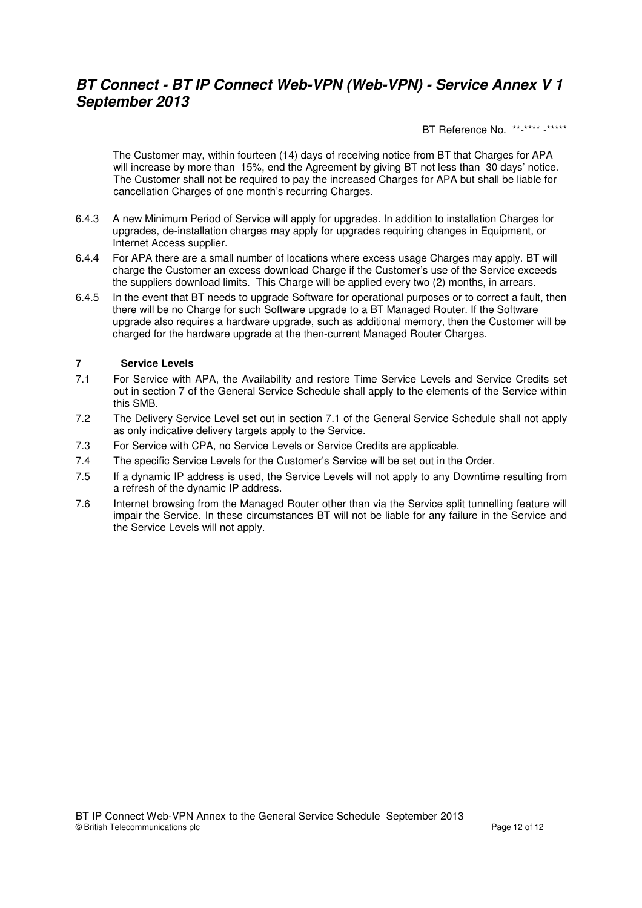The Customer may, within fourteen (14) days of receiving notice from BT that Charges for APA will increase by more than 15%, end the Agreement by giving BT not less than 30 days' notice. The Customer shall not be required to pay the increased Charges for APA but shall be liable for cancellation Charges of one month's recurring Charges.

6.4.3 A new Minimum Period of Service will apply for upgrades. In addition to installation Charges for upgrades, de-installation charges may apply for upgrades requiring changes in Equipment, or Internet Access supplier.

6.4.4 For APA there are a small number of locations where excess usage Charges may apply. BT will charge the Customer an excess download Charge if the Customer's use of the Service exceeds the suppliers download limits. This Charge will be applied every two (2) months, in arrears.

6.4.5 In the event that BT needs to upgrade Software for operational purposes or to correct a fault, then there will be no Charge for such Software upgrade to a BT Managed Router. If the Software upgrade also requires a hardware upgrade, such as additional memory, then the Customer will be charged for the hardware upgrade at the then-current Managed Router Charges.

## 7 Service Levels

7.1 For Service with APA, the Availability and restore Time Service Levels and Service Credits set out in section 7 of the General Service Schedule shall apply to the elements of the Service within this SMB.

7.2 The Delivery Service Level set out in section 7.1 of the General Service Schedule shall not apply as only indicative delivery targets apply to the Service.

7.3 For Service with CPA, no Service Levels or Service Credits are applicable.

7.4 The specific Service Levels for the Customer's Service will be set out in the Order.

7.5 If a dynamic IP address is used, the Service Levels will not apply to any Downtime resulting from a refresh of the dynamic IP address.

7.6 Internet browsing from the Managed Router other than via the Service split tunnelling feature will impair the Service. In these circumstances BT will not be liable for any failure in the Service and the Service Levels will not apply.